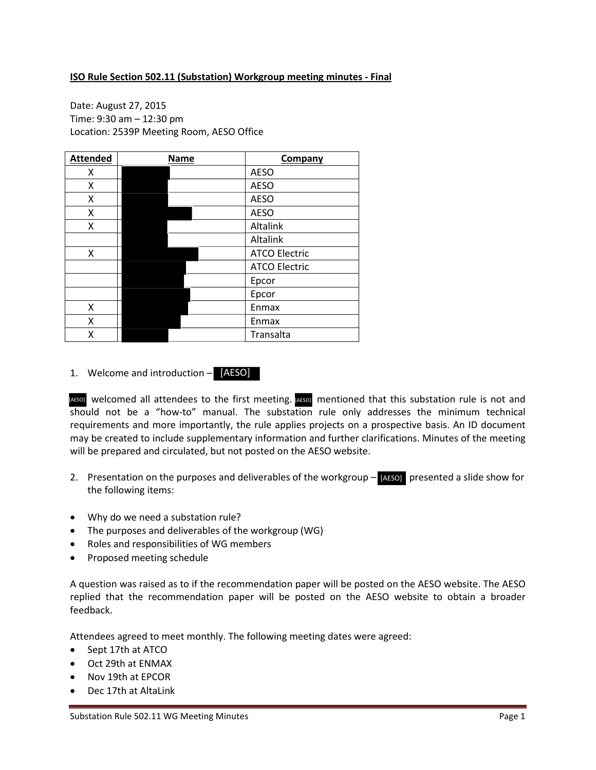**ISO Rule Section 502.11 (Substation) Workgroup meeting minutes - Final**

Date: August 27, 2015
Time: 9:30 am – 12:30 pm
Location: 2539P Meeting Room, AESO Office

| Attended | Name | Company |
|---|---|---|
| X | | AESO |
| X | | AESO |
| X | | AESO |
| X | | AESO |
| X | | Altalink |
| | | Altalink |
| X | | ATCO Electric |
| | | ATCO Electric |
| | | Epcor |
| | | Epcor |
| X | | Enmax |
| X | | Enmax |
| X | | Transalta |

1. Welcome and introduction – [AESO]

[AESO] welcomed all attendees to the first meeting. [AESO] mentioned that this substation rule is not and should not be a "how-to" manual. The substation rule only addresses the minimum technical requirements and more importantly, the rule applies projects on a prospective basis. An ID document may be created to include supplementary information and further clarifications. Minutes of the meeting will be prepared and circulated, but not posted on the AESO website.

2. Presentation on the purposes and deliverables of the workgroup – [AESO] presented a slide show for the following items:

- Why do we need a substation rule?
- The purposes and deliverables of the workgroup (WG)
- Roles and responsibilities of WG members
- Proposed meeting schedule

A question was raised as to if the recommendation paper will be posted on the AESO website. The AESO replied that the recommendation paper will be posted on the AESO website to obtain a broader feedback.

Attendees agreed to meet monthly. The following meeting dates were agreed:

- Sept 17th at ATCO
- Oct 29th at ENMAX
- Nov 19th at EPCOR
- Dec 17th at AltaLink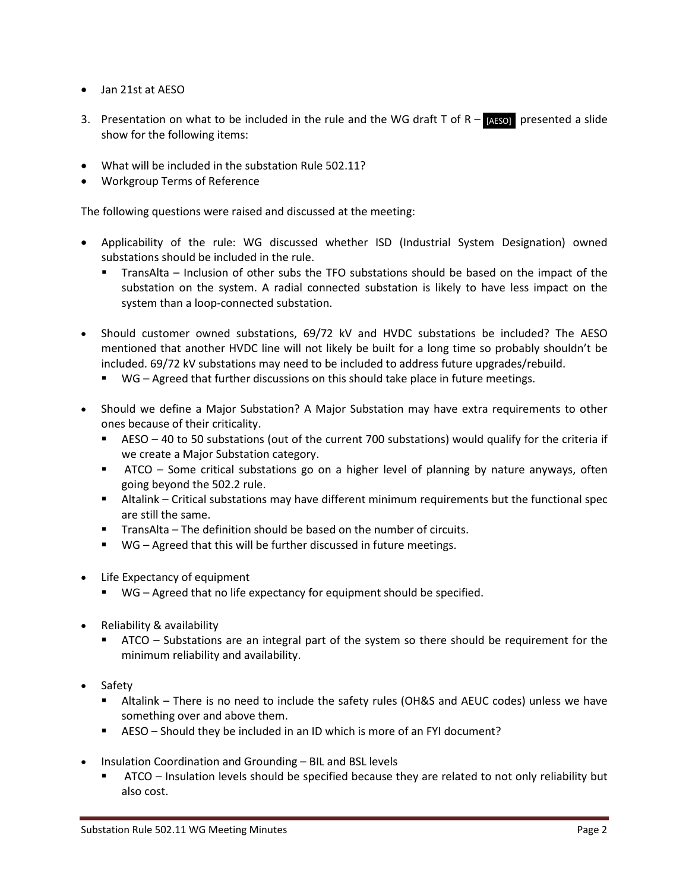- Jan 21st at AESO

3. Presentation on what to be included in the rule and the WG draft T of R – [AESO] presented a slide show for the following items:

- What will be included in the substation Rule 502.11?
- Workgroup Terms of Reference

The following questions were raised and discussed at the meeting:

- Applicability of the rule: WG discussed whether ISD (Industrial System Designation) owned substations should be included in the rule.
  - TransAlta – Inclusion of other subs the TFO substations should be based on the impact of the substation on the system. A radial connected substation is likely to have less impact on the system than a loop-connected substation.

- Should customer owned substations, 69/72 kV and HVDC substations be included? The AESO mentioned that another HVDC line will not likely be built for a long time so probably shouldn't be included. 69/72 kV substations may need to be included to address future upgrades/rebuild.
  - WG – Agreed that further discussions on this should take place in future meetings.

- Should we define a Major Substation? A Major Substation may have extra requirements to other ones because of their criticality.
  - AESO – 40 to 50 substations (out of the current 700 substations) would qualify for the criteria if we create a Major Substation category.
  - ATCO – Some critical substations go on a higher level of planning by nature anyways, often going beyond the 502.2 rule.
  - Altalink – Critical substations may have different minimum requirements but the functional spec are still the same.
  - TransAlta – The definition should be based on the number of circuits.
  - WG – Agreed that this will be further discussed in future meetings.

- Life Expectancy of equipment
  - WG – Agreed that no life expectancy for equipment should be specified.

- Reliability & availability
  - ATCO – Substations are an integral part of the system so there should be requirement for the minimum reliability and availability.

- Safety
  - Altalink – There is no need to include the safety rules (OH&S and AEUC codes) unless we have something over and above them.
  - AESO – Should they be included in an ID which is more of an FYI document?

- Insulation Coordination and Grounding – BIL and BSL levels
  - ATCO – Insulation levels should be specified because they are related to not only reliability but also cost.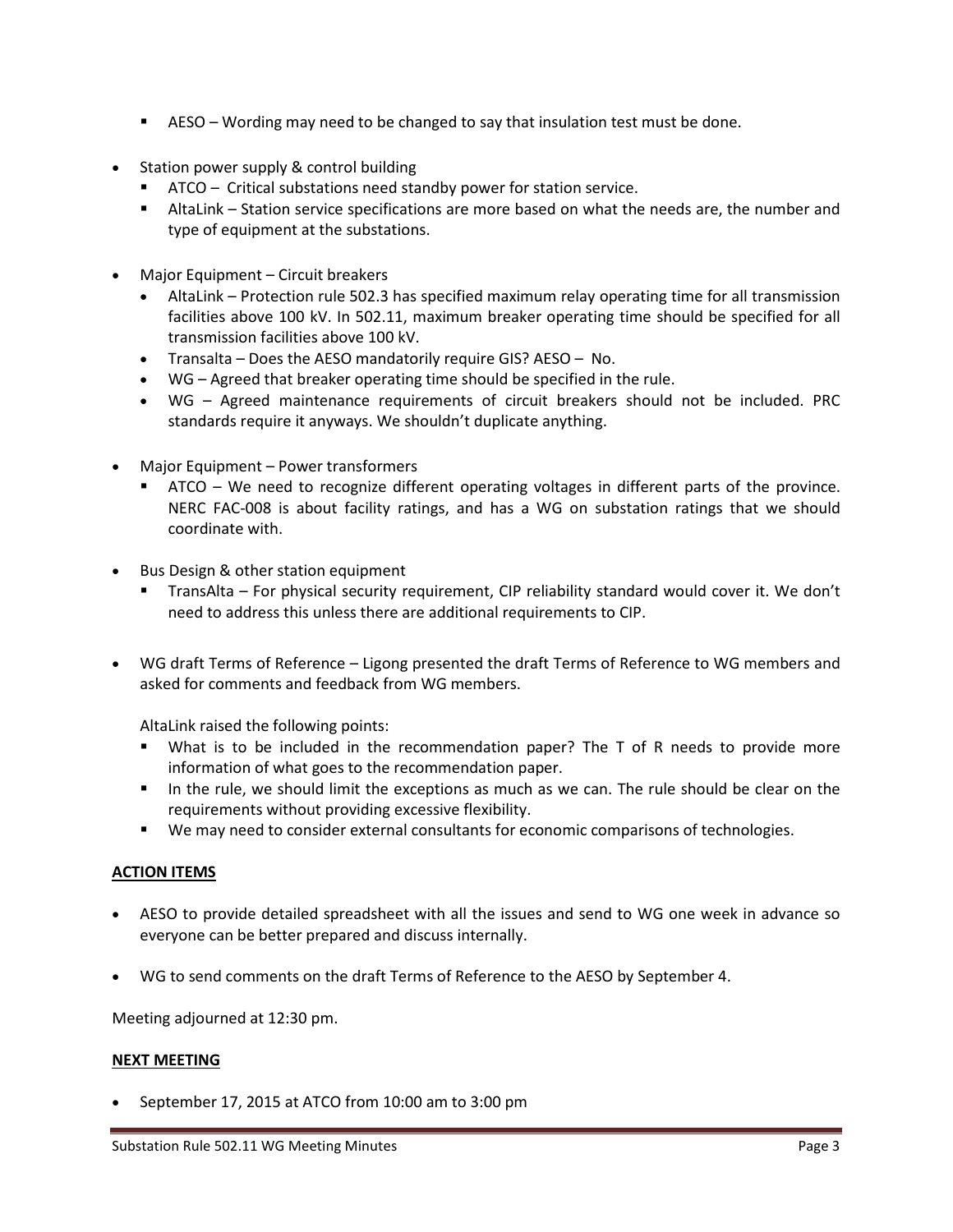- AESO – Wording may need to be changed to say that insulation test must be done.

- Station power supply & control building
  - ATCO – Critical substations need standby power for station service.
  - AltaLink – Station service specifications are more based on what the needs are, the number and type of equipment at the substations.

- Major Equipment – Circuit breakers
  - AltaLink – Protection rule 502.3 has specified maximum relay operating time for all transmission facilities above 100 kV. In 502.11, maximum breaker operating time should be specified for all transmission facilities above 100 kV.
  - Transalta – Does the AESO mandatorily require GIS? AESO – No.
  - WG – Agreed that breaker operating time should be specified in the rule.
  - WG – Agreed maintenance requirements of circuit breakers should not be included. PRC standards require it anyways. We shouldn't duplicate anything.

- Major Equipment – Power transformers
  - ATCO – We need to recognize different operating voltages in different parts of the province. NERC FAC-008 is about facility ratings, and has a WG on substation ratings that we should coordinate with.

- Bus Design & other station equipment
  - TransAlta – For physical security requirement, CIP reliability standard would cover it. We don't need to address this unless there are additional requirements to CIP.

- WG draft Terms of Reference – Ligong presented the draft Terms of Reference to WG members and asked for comments and feedback from WG members.

  AltaLink raised the following points:
  - What is to be included in the recommendation paper? The T of R needs to provide more information of what goes to the recommendation paper.
  - In the rule, we should limit the exceptions as much as we can. The rule should be clear on the requirements without providing excessive flexibility.
  - We may need to consider external consultants for economic comparisons of technologies.

## ACTION ITEMS

- AESO to provide detailed spreadsheet with all the issues and send to WG one week in advance so everyone can be better prepared and discuss internally.

- WG to send comments on the draft Terms of Reference to the AESO by September 4.

Meeting adjourned at 12:30 pm.

## NEXT MEETING

- September 17, 2015 at ATCO from 10:00 am to 3:00 pm